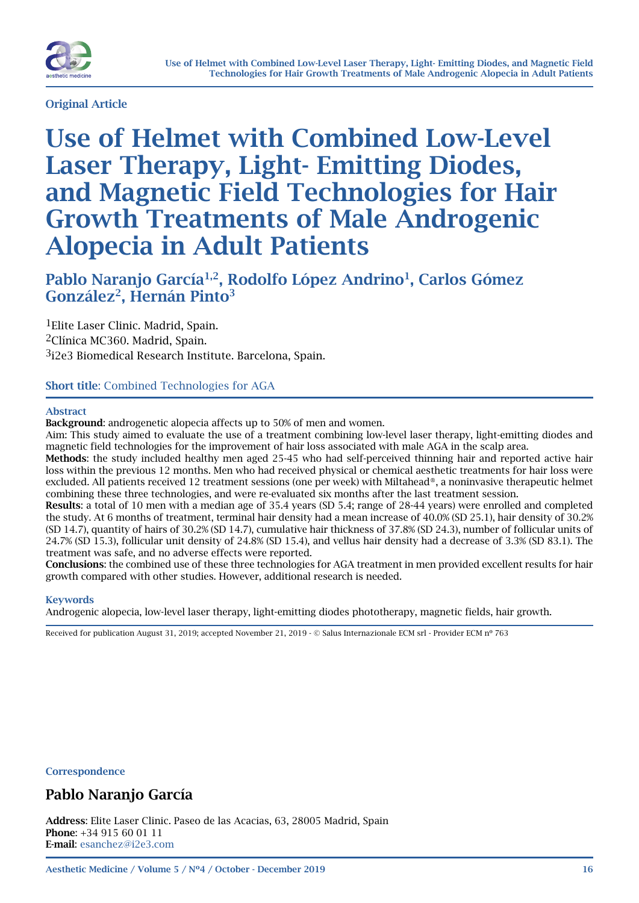Original Article

# Use of Helmet with Combined Low-Level Laser Therapy, Light- Emitting Diodes, and Magnetic Field Technologies for Hair Growth Treatments of Male Androgenic Alopecia in Adult Patients

**Pablo Naranjo García[1,2], Rodolfo López Andrino[1], Carlos Gómez González[2], Hernán Pinto[3]**

[1]Elite Laser Clinic. Madrid, Spain.
[2]Clínica MC360. Madrid, Spain.
[3]i2e3 Biomedical Research Institute. Barcelona, Spain.

**Short title**: Combined Technologies for AGA

## Abstract

**Background**: androgenetic alopecia affects up to 50% of men and women.

Aim: This study aimed to evaluate the use of a treatment combining low-level laser therapy, light-emitting diodes and magnetic field technologies for the improvement of hair loss associated with male AGA in the scalp area.

**Methods**: the study included healthy men aged 25-45 who had self-perceived thinning hair and reported active hair loss within the previous 12 months. Men who had received physical or chemical aesthetic treatments for hair loss were excluded. All patients received 12 treatment sessions (one per week) with Miltahead®, a noninvasive therapeutic helmet combining these three technologies, and were re-evaluated six months after the last treatment session.

**Results**: a total of 10 men with a median age of 35.4 years (SD 5.4; range of 28-44 years) were enrolled and completed the study. At 6 months of treatment, terminal hair density had a mean increase of 40.0% (SD 25.1), hair density of 30.2% (SD 14.7), quantity of hairs of 30.2% (SD 14.7), cumulative hair thickness of 37.8% (SD 24.3), number of follicular units of 24.7% (SD 15.3), follicular unit density of 24.8% (SD 15.4), and vellus hair density had a decrease of 3.3% (SD 83.1). The treatment was safe, and no adverse effects were reported.

**Conclusions**: the combined use of these three technologies for AGA treatment in men provided excellent results for hair growth compared with other studies. However, additional research is needed.

## Keywords

Androgenic alopecia, low-level laser therapy, light-emitting diodes phototherapy, magnetic fields, hair growth.

Received for publication August 31, 2019; accepted November 21, 2019 - © Salus Internazionale ECM srl - Provider ECM nº 763

## Correspondence

**Pablo Naranjo García**

**Address**: Elite Laser Clinic. Paseo de las Acacias, 63, 28005 Madrid, Spain
**Phone**: +34 915 60 01 11
**E-mail**: esanchez@i2e3.com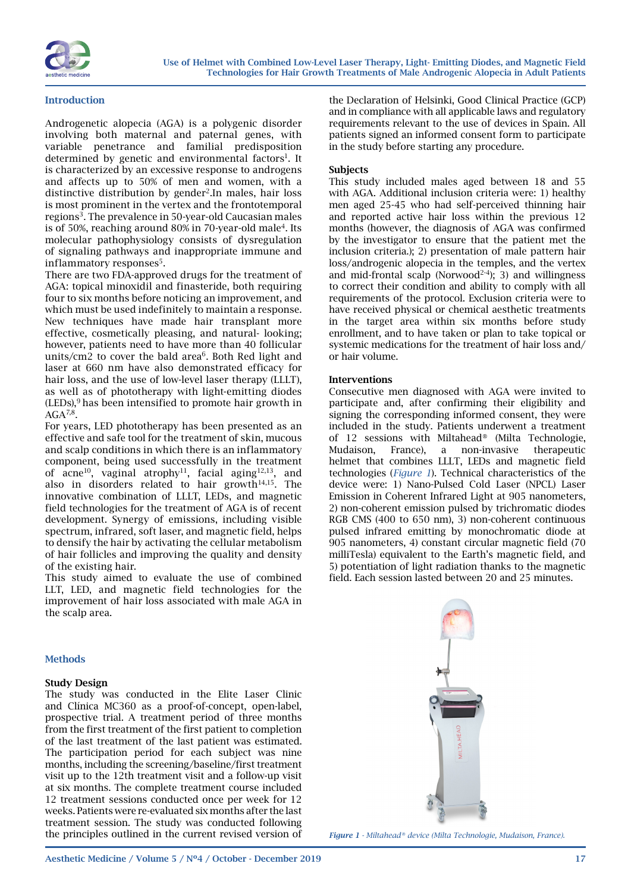## Introduction

Androgenetic alopecia (AGA) is a polygenic disorder involving both maternal and paternal genes, with variable penetrance and familial predisposition determined by genetic and environmental factors[1]. It is characterized by an excessive response to androgens and affects up to 50% of men and women, with a distinctive distribution by gender[2].In males, hair loss is most prominent in the vertex and the frontotemporal regions[3]. The prevalence in 50-year-old Caucasian males is of 50%, reaching around 80% in 70-year-old male[4]. Its molecular pathophysiology consists of dysregulation of signaling pathways and inappropriate immune and inflammatory responses[5].

There are two FDA-approved drugs for the treatment of AGA: topical minoxidil and finasteride, both requiring four to six months before noticing an improvement, and which must be used indefinitely to maintain a response. New techniques have made hair transplant more effective, cosmetically pleasing, and natural- looking; however, patients need to have more than 40 follicular units/cm2 to cover the bald area[6]. Both Red light and laser at 660 nm have also demonstrated efficacy for hair loss, and the use of low-level laser therapy (LLLT), as well as of phototherapy with light-emitting diodes (LEDs),[9] has been intensified to promote hair growth in AGA[7,8].

For years, LED phototherapy has been presented as an effective and safe tool for the treatment of skin, mucous and scalp conditions in which there is an inflammatory component, being used successfully in the treatment of acne[10], vaginal atrophy[11], facial aging[12,13], and also in disorders related to hair growth[14,15]. The innovative combination of LLLT, LEDs, and magnetic field technologies for the treatment of AGA is of recent development. Synergy of emissions, including visible spectrum, infrared, soft laser, and magnetic field, helps to densify the hair by activating the cellular metabolism of hair follicles and improving the quality and density of the existing hair.

This study aimed to evaluate the use of combined LLT, LED, and magnetic field technologies for the improvement of hair loss associated with male AGA in the scalp area.

## Methods

### Study Design

The study was conducted in the Elite Laser Clinic and Clínica MC360 as a proof-of-concept, open-label, prospective trial. A treatment period of three months from the first treatment of the first patient to completion of the last treatment of the last patient was estimated. The participation period for each subject was nine months, including the screening/baseline/first treatment visit up to the 12th treatment visit and a follow-up visit at six months. The complete treatment course included 12 treatment sessions conducted once per week for 12 weeks. Patients were re-evaluated six months after the last treatment session. The study was conducted following the principles outlined in the current revised version of the Declaration of Helsinki, Good Clinical Practice (GCP) and in compliance with all applicable laws and regulatory requirements relevant to the use of devices in Spain. All patients signed an informed consent form to participate in the study before starting any procedure.

### Subjects

This study included males aged between 18 and 55 with AGA. Additional inclusion criteria were: 1) healthy men aged 25-45 who had self-perceived thinning hair and reported active hair loss within the previous 12 months (however, the diagnosis of AGA was confirmed by the investigator to ensure that the patient met the inclusion criteria.); 2) presentation of male pattern hair loss/androgenic alopecia in the temples, and the vertex and mid-frontal scalp (Norwood[2-4]); 3) and willingness to correct their condition and ability to comply with all requirements of the protocol. Exclusion criteria were to have received physical or chemical aesthetic treatments in the target area within six months before study enrollment, and to have taken or plan to take topical or systemic medications for the treatment of hair loss and/or hair volume.

### Interventions

Consecutive men diagnosed with AGA were invited to participate and, after confirming their eligibility and signing the corresponding informed consent, they were included in the study. Patients underwent a treatment of 12 sessions with Miltahead® (Milta Technologie, Mudaison, France), a non-invasive therapeutic helmet that combines LLLT, LEDs and magnetic field technologies (*Figure 1*). Technical characteristics of the device were: 1) Nano-Pulsed Cold Laser (NPCL) Laser Emission in Coherent Infrared Light at 905 nanometers, 2) non-coherent emission pulsed by trichromatic diodes RGB CMS (400 to 650 nm), 3) non-coherent continuous pulsed infrared emitting by monochromatic diode at 905 nanometers, 4) constant circular magnetic field (70 milliTesla) equivalent to the Earth's magnetic field, and 5) potentiation of light radiation thanks to the magnetic field. Each session lasted between 20 and 25 minutes.

*Figure 1 - Miltahead® device (Milta Technologie, Mudaison, France).*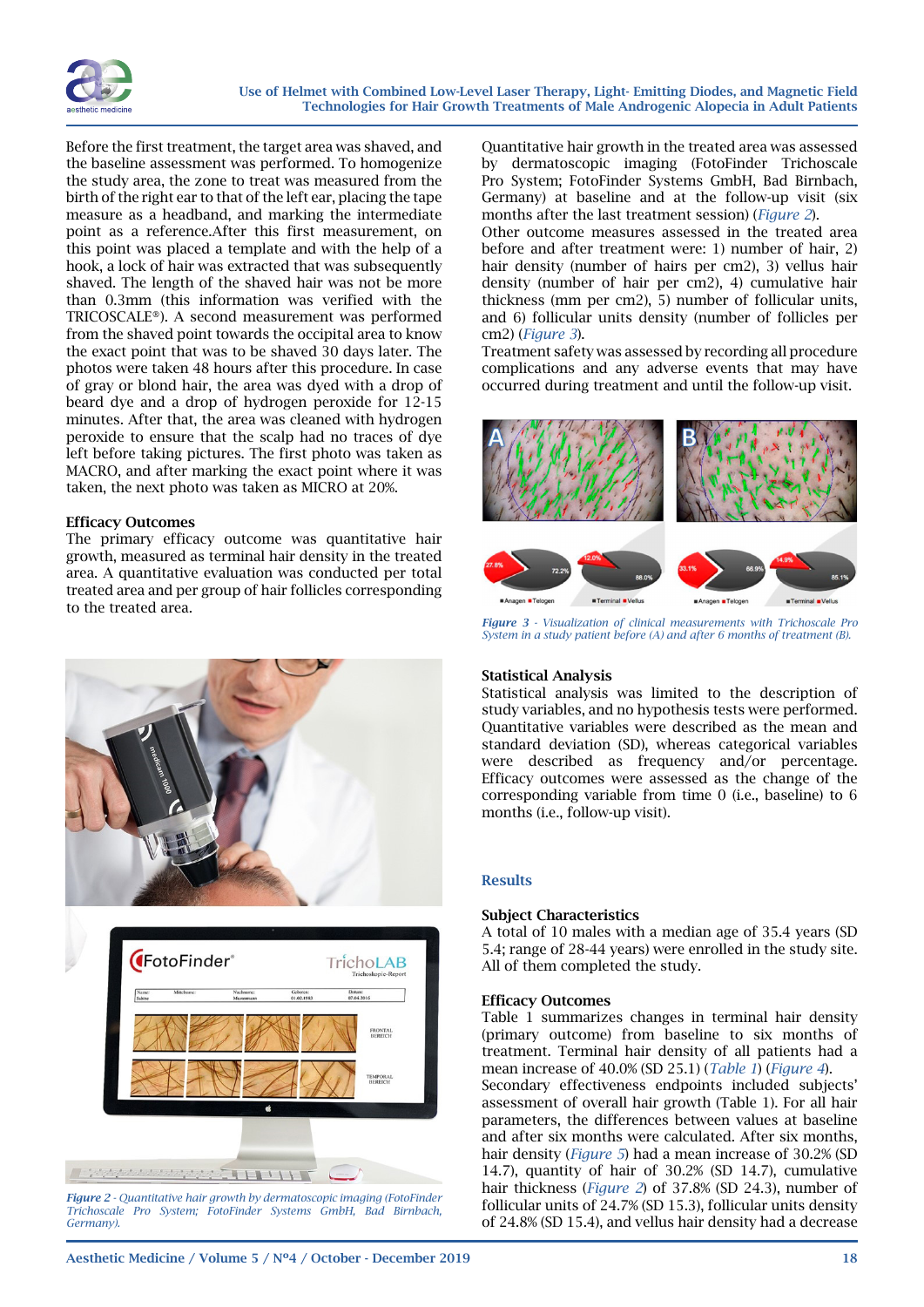Before the first treatment, the target area was shaved, and the baseline assessment was performed. To homogenize the study area, the zone to treat was measured from the birth of the right ear to that of the left ear, placing the tape measure as a headband, and marking the intermediate point as a reference.After this first measurement, on this point was placed a template and with the help of a hook, a lock of hair was extracted that was subsequently shaved. The length of the shaved hair was not be more than 0.3mm (this information was verified with the TRICOSCALE®). A second measurement was performed from the shaved point towards the occipital area to know the exact point that was to be shaved 30 days later. The photos were taken 48 hours after this procedure. In case of gray or blond hair, the area was dyed with a drop of beard dye and a drop of hydrogen peroxide for 12-15 minutes. After that, the area was cleaned with hydrogen peroxide to ensure that the scalp had no traces of dye left before taking pictures. The first photo was taken as MACRO, and after marking the exact point where it was taken, the next photo was taken as MICRO at 20%.

### Efficacy Outcomes

The primary efficacy outcome was quantitative hair growth, measured as terminal hair density in the treated area. A quantitative evaluation was conducted per total treated area and per group of hair follicles corresponding to the treated area.

*Figure 2 - Quantitative hair growth by dermatoscopic imaging (FotoFinder Trichoscale Pro System; FotoFinder Systems GmbH, Bad Birnbach, Germany).*

Quantitative hair growth in the treated area was assessed by dermatoscopic imaging (FotoFinder Trichoscale Pro System; FotoFinder Systems GmbH, Bad Birnbach, Germany) at baseline and at the follow-up visit (six months after the last treatment session) (*Figure 2*).

Other outcome measures assessed in the treated area before and after treatment were: 1) number of hair, 2) hair density (number of hairs per cm2), 3) vellus hair density (number of hair per cm2), 4) cumulative hair thickness (mm per cm2), 5) number of follicular units, and 6) follicular units density (number of follicles per cm2) (*Figure 3*).

Treatment safety was assessed by recording all procedure complications and any adverse events that may have occurred during treatment and until the follow-up visit.

*Figure 3 - Visualization of clinical measurements with Trichoscale Pro System in a study patient before (A) and after 6 months of treatment (B).*

### Statistical Analysis

Statistical analysis was limited to the description of study variables, and no hypothesis tests were performed. Quantitative variables were described as the mean and standard deviation (SD), whereas categorical variables were described as frequency and/or percentage. Efficacy outcomes were assessed as the change of the corresponding variable from time 0 (i.e., baseline) to 6 months (i.e., follow-up visit).

## Results

### Subject Characteristics

A total of 10 males with a median age of 35.4 years (SD 5.4; range of 28-44 years) were enrolled in the study site. All of them completed the study.

### Efficacy Outcomes

Table 1 summarizes changes in terminal hair density (primary outcome) from baseline to six months of treatment. Terminal hair density of all patients had a mean increase of 40.0% (SD 25.1) (*Table 1*) (*Figure 4*).

Secondary effectiveness endpoints included subjects' assessment of overall hair growth (Table 1). For all hair parameters, the differences between values at baseline and after six months were calculated. After six months, hair density (*Figure 5*) had a mean increase of 30.2% (SD 14.7), quantity of hair of 30.2% (SD 14.7), cumulative hair thickness (*Figure 2*) of 37.8% (SD 24.3), number of follicular units of 24.7% (SD 15.3), follicular units density of 24.8% (SD 15.4), and vellus hair density had a decrease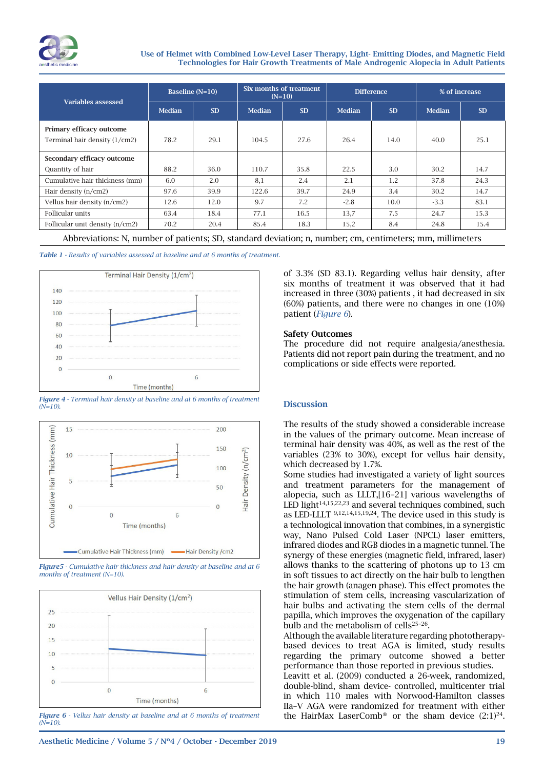| Variables assessed | Baseline (N=10) | | Six months of treatment (N=10) | | Difference | | % of increase | |
|---|---|---|---|---|---|---|---|---|
| | Median | SD | Median | SD | Median | SD | Median | SD |
| **Primary efficacy outcome** | | | | | | | | |
| Terminal hair density (1/cm2) | 78.2 | 29.1 | 104.5 | 27.6 | 26.4 | 14.0 | 40.0 | 25.1 |
| **Secondary efficacy outcome** | | | | | | | | |
| Quantity of hair | 88.2 | 36.0 | 110.7 | 35.8 | 22.5 | 3.0 | 30.2 | 14.7 |
| Cumulative hair thickness (mm) | 6.0 | 2.0 | 8,1 | 2.4 | 2.1 | 1.2 | 37.8 | 24.3 |
| Hair density (n/cm2) | 97.6 | 39.9 | 122.6 | 39.7 | 24.9 | 3.4 | 30.2 | 14.7 |
| Vellus hair density (n/cm2) | 12.6 | 12.0 | 9.7 | 7.2 | -2.8 | 10.0 | -3.3 | 83.1 |
| Follicular units | 63.4 | 18.4 | 77.1 | 16.5 | 13,7 | 7.5 | 24.7 | 15.3 |
| Follicular unit density (n/cm2) | 70.2 | 20.4 | 85.4 | 18.3 | 15,2 | 8.4 | 24.8 | 15.4 |

Abbreviations: N, number of patients; SD, standard deviation; n, number; cm, centimeters; mm, millimeters

*Table 1 - Results of variables assessed at baseline and at 6 months of treatment.*

Terminal Hair Density (1/cm²)
140
120
100
80
60
40
20
0
0
6
Time (months)

*Figure 4 - Terminal hair density at baseline and at 6 months of treatment (N=10).*

Cumulative Hair Thickness (mm)
15
10
5
0
200
150
100
50
0
Hair Density (n/cm²)
0
6
Time (months)
Cumulative Hair Thickness (mm)
Hair Density /cm2

*Figure5 - Cumulative hair thickness and hair density at baseline and at 6 months of treatment (N=10).*

Vellus Hair Density (1/cm²)
25
20
15
10
5
0
0
6
Time (months)

*Figure 6 - Vellus hair density at baseline and at 6 months of treatment (N=10).*

of 3.3% (SD 83.1). Regarding vellus hair density, after six months of treatment it was observed that it had increased in three (30%) patients , it had decreased in six (60%) patients, and there were no changes in one (10%) patient (*Figure 6*).

### Safety Outcomes

The procedure did not require analgesia/anesthesia. Patients did not report pain during the treatment, and no complications or side effects were reported.

## Discussion

The results of the study showed a considerable increase in the values of the primary outcome. Mean increase of terminal hair density was 40%, as well as the rest of the variables (23% to 30%), except for vellus hair density, which decreased by 1.7%.

Some studies had investigated a variety of light sources and treatment parameters for the management of alopecia, such as LLLT,[16–21] various wavelengths of LED light[14,15,22,23] and several techniques combined, such as LED-LLLT [9,12,14,15,19,24]. The device used in this study is a technological innovation that combines, in a synergistic way, Nano Pulsed Cold Laser (NPCL) laser emitters, infrared diodes and RGB diodes in a magnetic tunnel. The synergy of these energies (magnetic field, infrared, laser) allows thanks to the scattering of photons up to 13 cm in soft tissues to act directly on the hair bulb to lengthen the hair growth (anagen phase). This effect promotes the stimulation of stem cells, increasing vascularization of hair bulbs and activating the stem cells of the dermal papilla, which improves the oxygenation of the capillary bulb and the metabolism of cells[25–26].

Although the available literature regarding phototherapy-based devices to treat AGA is limited, study results regarding the primary outcome showed a better performance than those reported in previous studies.

Leavitt et al. (2009) conducted a 26-week, randomized, double-blind, sham device- controlled, multicenter trial in which 110 males with Norwood-Hamilton classes IIa–V AGA were randomized for treatment with either the HairMax LaserComb® or the sham device (2:1)[24].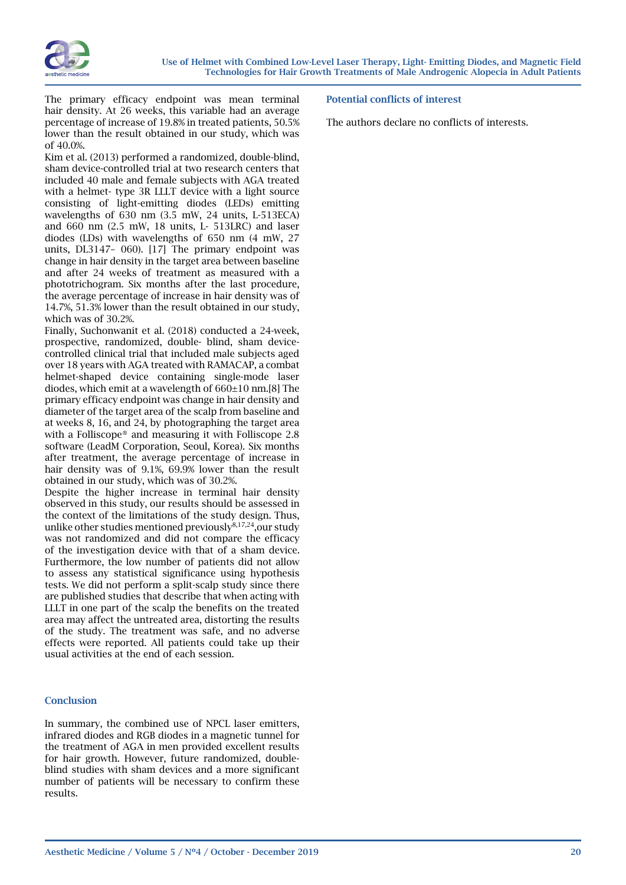The primary efficacy endpoint was mean terminal hair density. At 26 weeks, this variable had an average percentage of increase of 19.8% in treated patients, 50.5% lower than the result obtained in our study, which was of 40.0%.

Kim et al. (2013) performed a randomized, double-blind, sham device-controlled trial at two research centers that included 40 male and female subjects with AGA treated with a helmet- type 3R LLLT device with a light source consisting of light-emitting diodes (LEDs) emitting wavelengths of 630 nm (3.5 mW, 24 units, L-513ECA) and 660 nm (2.5 mW, 18 units, L- 513LRC) and laser diodes (LDs) with wavelengths of 650 nm (4 mW, 27 units, DL3147– 060). [17] The primary endpoint was change in hair density in the target area between baseline and after 24 weeks of treatment as measured with a phototrichogram. Six months after the last procedure, the average percentage of increase in hair density was of 14.7%, 51.3% lower than the result obtained in our study, which was of 30.2%.

Finally, Suchonwanit et al. (2018) conducted a 24-week, prospective, randomized, double- blind, sham device-controlled clinical trial that included male subjects aged over 18 years with AGA treated with RAMACAP, a combat helmet-shaped device containing single-mode laser diodes, which emit at a wavelength of 660±10 nm.[8] The primary efficacy endpoint was change in hair density and diameter of the target area of the scalp from baseline and at weeks 8, 16, and 24, by photographing the target area with a Folliscope® and measuring it with Folliscope 2.8 software (LeadM Corporation, Seoul, Korea). Six months after treatment, the average percentage of increase in hair density was of 9.1%, 69.9% lower than the result obtained in our study, which was of 30.2%.

Despite the higher increase in terminal hair density observed in this study, our results should be assessed in the context of the limitations of the study design. Thus, unlike other studies mentioned previously[8,17,24],our study was not randomized and did not compare the efficacy of the investigation device with that of a sham device. Furthermore, the low number of patients did not allow to assess any statistical significance using hypothesis tests. We did not perform a split-scalp study since there are published studies that describe that when acting with LLLT in one part of the scalp the benefits on the treated area may affect the untreated area, distorting the results of the study. The treatment was safe, and no adverse effects were reported. All patients could take up their usual activities at the end of each session.

## Conclusion

In summary, the combined use of NPCL laser emitters, infrared diodes and RGB diodes in a magnetic tunnel for the treatment of AGA in men provided excellent results for hair growth. However, future randomized, double-blind studies with sham devices and a more significant number of patients will be necessary to confirm these results.

## Potential conflicts of interest

The authors declare no conflicts of interests.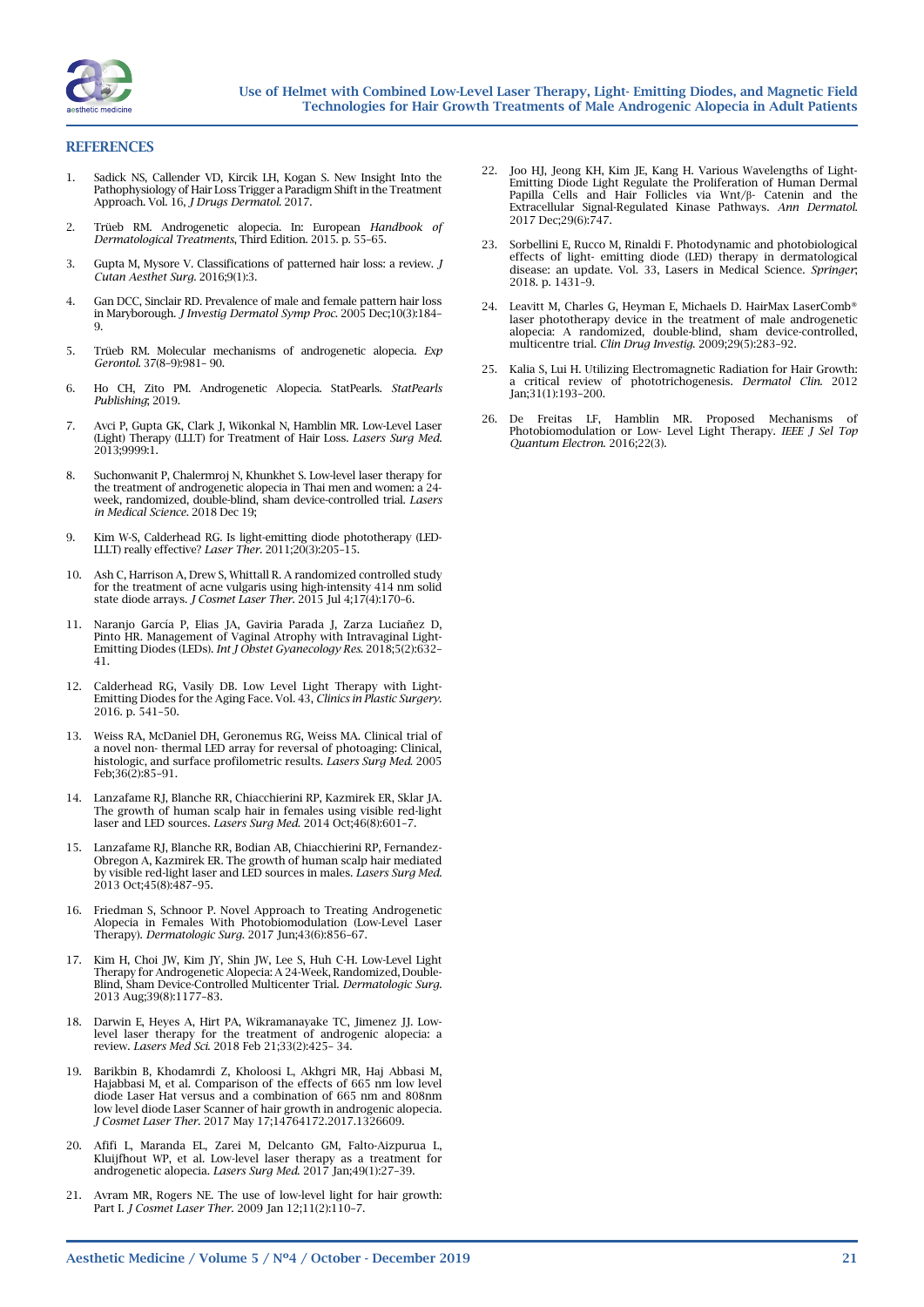## REFERENCES

1. Sadick NS, Callender VD, Kircik LH, Kogan S. New Insight Into the Pathophysiology of Hair Loss Trigger a Paradigm Shift in the Treatment Approach. Vol. 16, *J Drugs Dermatol.* 2017.
2. Trüeb RM. Androgenetic alopecia. In: European *Handbook of Dermatological Treatments*, Third Edition. 2015. p. 55–65.
3. Gupta M, Mysore V. Classifications of patterned hair loss: a review. *J Cutan Aesthet Surg.* 2016;9(1):3.
4. Gan DCC, Sinclair RD. Prevalence of male and female pattern hair loss in Maryborough. *J Investig Dermatol Symp Proc.* 2005 Dec;10(3):184–9.
5. Trüeb RM. Molecular mechanisms of androgenetic alopecia. *Exp Gerontol.* 37(8–9):981– 90.
6. Ho CH, Zito PM. Androgenetic Alopecia. StatPearls. *StatPearls Publishing*; 2019.
7. Avci P, Gupta GK, Clark J, Wikonkal N, Hamblin MR. Low-Level Laser (Light) Therapy (LLLT) for Treatment of Hair Loss. *Lasers Surg Med.* 2013;9999:1.
8. Suchonwanit P, Chalermroj N, Khunkhet S. Low-level laser therapy for the treatment of androgenetic alopecia in Thai men and women: a 24-week, randomized, double-blind, sham device-controlled trial. *Lasers in Medical Science.* 2018 Dec 19;
9. Kim W-S, Calderhead RG. Is light-emitting diode phototherapy (LED-LLLT) really effective? *Laser Ther.* 2011;20(3):205–15.
10. Ash C, Harrison A, Drew S, Whittall R. A randomized controlled study for the treatment of acne vulgaris using high-intensity 414 nm solid state diode arrays. *J Cosmet Laser Ther.* 2015 Jul 4;17(4):170–6.
11. Naranjo García P, Elias JA, Gaviria Parada J, Zarza Luciañez D, Pinto HR. Management of Vaginal Atrophy with Intravaginal Light-Emitting Diodes (LEDs). *Int J Obstet Gyanecology Res.* 2018;5(2):632–41.
12. Calderhead RG, Vasily DB. Low Level Light Therapy with Light-Emitting Diodes for the Aging Face. Vol. 43, *Clinics in Plastic Surgery.* 2016. p. 541–50.
13. Weiss RA, McDaniel DH, Geronemus RG, Weiss MA. Clinical trial of a novel non- thermal LED array for reversal of photoaging: Clinical, histologic, and surface profilometric results. *Lasers Surg Med.* 2005 Feb;36(2):85–91.
14. Lanzafame RJ, Blanche RR, Chiacchierini RP, Kazmirek ER, Sklar JA. The growth of human scalp hair in females using visible red-light laser and LED sources. *Lasers Surg Med.* 2014 Oct;46(8):601–7.
15. Lanzafame RJ, Blanche RR, Bodian AB, Chiacchierini RP, Fernandez-Obregon A, Kazmirek ER. The growth of human scalp hair mediated by visible red-light laser and LED sources in males. *Lasers Surg Med.* 2013 Oct;45(8):487–95.
16. Friedman S, Schnoor P. Novel Approach to Treating Androgenetic Alopecia in Females With Photobiomodulation (Low-Level Laser Therapy). *Dermatologic Surg.* 2017 Jun;43(6):856–67.
17. Kim H, Choi JW, Kim JY, Shin JW, Lee S, Huh C-H. Low-Level Light Therapy for Androgenetic Alopecia: A 24-Week, Randomized, Double-Blind, Sham Device-Controlled Multicenter Trial. *Dermatologic Surg.* 2013 Aug;39(8):1177–83.
18. Darwin E, Heyes A, Hirt PA, Wikramanayake TC, Jimenez JJ. Low-level laser therapy for the treatment of androgenic alopecia: a review. *Lasers Med Sci.* 2018 Feb 21;33(2):425– 34.
19. Barikbin B, Khodamrdi Z, Kholoosi L, Akhgri MR, Haj Abbasi M, Hajabbasi M, et al. Comparison of the effects of 665 nm low level diode Laser Hat versus and a combination of 665 nm and 808nm low level diode Laser Scanner of hair growth in androgenic alopecia. *J Cosmet Laser Ther.* 2017 May 17;14764172.2017.1326609.
20. Afifi L, Maranda EL, Zarei M, Delcanto GM, Falto-Aizpurua L, Kluijfhout WP, et al. Low-level laser therapy as a treatment for androgenetic alopecia. *Lasers Surg Med.* 2017 Jan;49(1):27–39.
21. Avram MR, Rogers NE. The use of low-level light for hair growth: Part I. *J Cosmet Laser Ther.* 2009 Jan 12;11(2):110–7.
22. Joo HJ, Jeong KH, Kim JE, Kang H. Various Wavelengths of Light-Emitting Diode Light Regulate the Proliferation of Human Dermal Papilla Cells and Hair Follicles via Wnt/β- Catenin and the Extracellular Signal-Regulated Kinase Pathways. *Ann Dermatol.* 2017 Dec;29(6):747.
23. Sorbellini E, Rucco M, Rinaldi F. Photodynamic and photobiological effects of light- emitting diode (LED) therapy in dermatological disease: an update. Vol. 33, Lasers in Medical Science. *Springer*; 2018. p. 1431–9.
24. Leavitt M, Charles G, Heyman E, Michaels D. HairMax LaserComb® laser phototherapy device in the treatment of male androgenetic alopecia: A randomized, double-blind, sham device-controlled, multicentre trial. *Clin Drug Investig.* 2009;29(5):283–92.
25. Kalia S, Lui H. Utilizing Electromagnetic Radiation for Hair Growth: a critical review of phototrichogenesis. *Dermatol Clin.* 2012 Jan;31(1):193–200.
26. De Freitas LF, Hamblin MR. Proposed Mechanisms of Photobiomodulation or Low- Level Light Therapy. *IEEE J Sel Top Quantum Electron.* 2016;22(3).